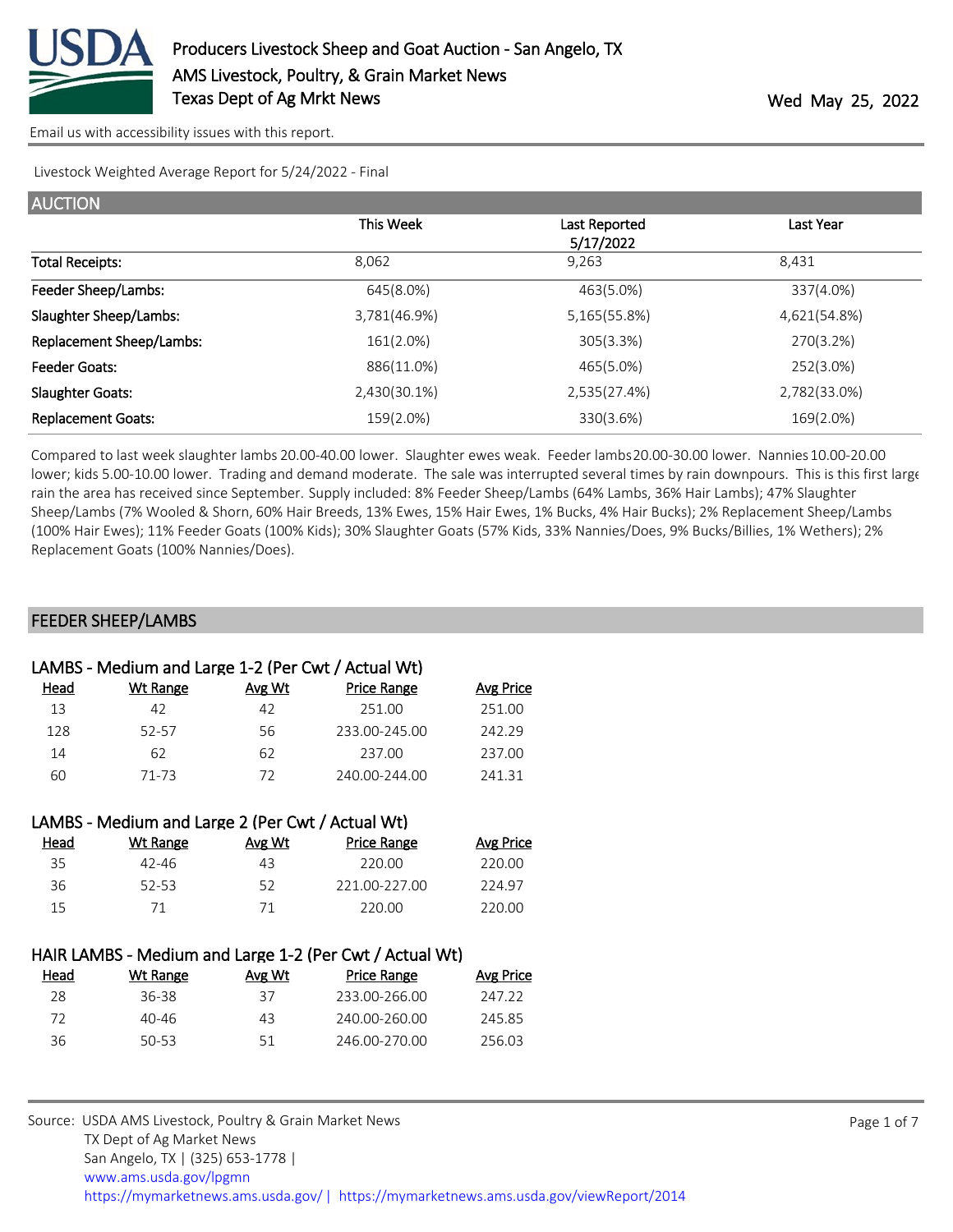# Producers Livestock Sheep and Goat Auction - San Angelo, TX

AMS Livestock, Poultry, & Grain Market News
Texas Dept of Ag Mrkt News

Wed May 25, 2022

Email us with accessibility issues with this report.

Livestock Weighted Average Report for 5/24/2022 - Final

## AUCTION

| | This Week | Last Reported 5/17/2022 | Last Year |
|---|---|---|---|
| Total Receipts: | 8,062 | 9,263 | 8,431 |
| Feeder Sheep/Lambs: | 645(8.0%) | 463(5.0%) | 337(4.0%) |
| Slaughter Sheep/Lambs: | 3,781(46.9%) | 5,165(55.8%) | 4,621(54.8%) |
| Replacement Sheep/Lambs: | 161(2.0%) | 305(3.3%) | 270(3.2%) |
| Feeder Goats: | 886(11.0%) | 465(5.0%) | 252(3.0%) |
| Slaughter Goats: | 2,430(30.1%) | 2,535(27.4%) | 2,782(33.0%) |
| Replacement Goats: | 159(2.0%) | 330(3.6%) | 169(2.0%) |

Compared to last week slaughter lambs 20.00-40.00 lower. Slaughter ewes weak. Feeder lambs 20.00-30.00 lower. Nannies 10.00-20.00 lower; kids 5.00-10.00 lower. Trading and demand moderate. The sale was interrupted several times by rain downpours. This is this first large rain the area has received since September. Supply included: 8% Feeder Sheep/Lambs (64% Lambs, 36% Hair Lambs); 47% Slaughter Sheep/Lambs (7% Wooled & Shorn, 60% Hair Breeds, 13% Ewes, 15% Hair Ewes, 1% Bucks, 4% Hair Bucks); 2% Replacement Sheep/Lambs (100% Hair Ewes); 11% Feeder Goats (100% Kids); 30% Slaughter Goats (57% Kids, 33% Nannies/Does, 9% Bucks/Billies, 1% Wethers); 2% Replacement Goats (100% Nannies/Does).

## FEEDER SHEEP/LAMBS

### LAMBS - Medium and Large 1-2 (Per Cwt / Actual Wt)

| Head | Wt Range | Avg Wt | Price Range | Avg Price |
|---|---|---|---|---|
| 13 | 42 | 42 | 251.00 | 251.00 |
| 128 | 52-57 | 56 | 233.00-245.00 | 242.29 |
| 14 | 62 | 62 | 237.00 | 237.00 |
| 60 | 71-73 | 72 | 240.00-244.00 | 241.31 |

### LAMBS - Medium and Large 2 (Per Cwt / Actual Wt)

| Head | Wt Range | Avg Wt | Price Range | Avg Price |
|---|---|---|---|---|
| 35 | 42-46 | 43 | 220.00 | 220.00 |
| 36 | 52-53 | 52 | 221.00-227.00 | 224.97 |
| 15 | 71 | 71 | 220.00 | 220.00 |

### HAIR LAMBS - Medium and Large 1-2 (Per Cwt / Actual Wt)

| Head | Wt Range | Avg Wt | Price Range | Avg Price |
|---|---|---|---|---|
| 28 | 36-38 | 37 | 233.00-266.00 | 247.22 |
| 72 | 40-46 | 43 | 240.00-260.00 | 245.85 |
| 36 | 50-53 | 51 | 246.00-270.00 | 256.03 |

Source: USDA AMS Livestock, Poultry & Grain Market News
TX Dept of Ag Market News
San Angelo, TX | (325) 653-1778 |
www.ams.usda.gov/lpgmn
https://mymarketnews.ams.usda.gov/ | https://mymarketnews.ams.usda.gov/viewReport/2014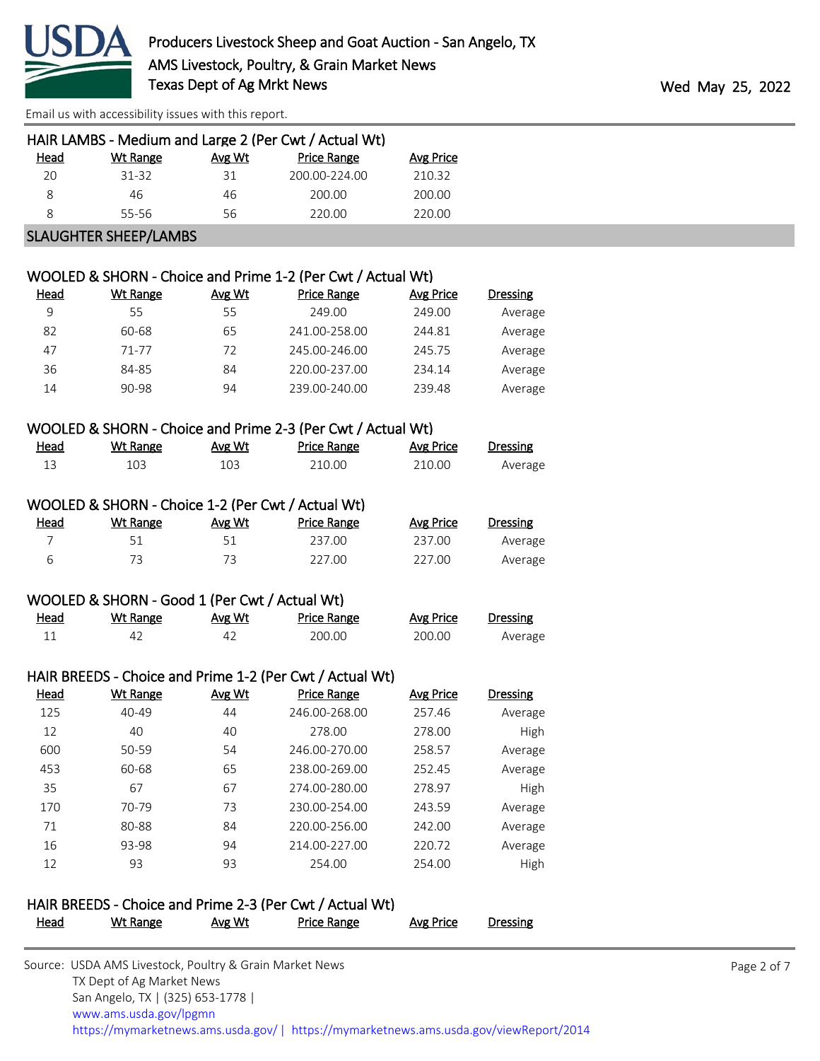### HAIR LAMBS - Medium and Large 2 (Per Cwt / Actual Wt)

| Head | Wt Range | Avg Wt | Price Range | Avg Price |
|---|---|---|---|---|
| 20 | 31-32 | 31 | 200.00-224.00 | 210.32 |
| 8 | 46 | 46 | 200.00 | 200.00 |
| 8 | 55-56 | 56 | 220.00 | 220.00 |

## SLAUGHTER SHEEP/LAMBS

### WOOLED & SHORN - Choice and Prime 1-2 (Per Cwt / Actual Wt)

| Head | Wt Range | Avg Wt | Price Range | Avg Price | Dressing |
|---|---|---|---|---|---|
| 9 | 55 | 55 | 249.00 | 249.00 | Average |
| 82 | 60-68 | 65 | 241.00-258.00 | 244.81 | Average |
| 47 | 71-77 | 72 | 245.00-246.00 | 245.75 | Average |
| 36 | 84-85 | 84 | 220.00-237.00 | 234.14 | Average |
| 14 | 90-98 | 94 | 239.00-240.00 | 239.48 | Average |

### WOOLED & SHORN - Choice and Prime 2-3 (Per Cwt / Actual Wt)

| Head | Wt Range | Avg Wt | Price Range | Avg Price | Dressing |
|---|---|---|---|---|---|
| 13 | 103 | 103 | 210.00 | 210.00 | Average |

### WOOLED & SHORN - Choice 1-2 (Per Cwt / Actual Wt)

| Head | Wt Range | Avg Wt | Price Range | Avg Price | Dressing |
|---|---|---|---|---|---|
| 7 | 51 | 51 | 237.00 | 237.00 | Average |
| 6 | 73 | 73 | 227.00 | 227.00 | Average |

### WOOLED & SHORN - Good 1 (Per Cwt / Actual Wt)

| Head | Wt Range | Avg Wt | Price Range | Avg Price | Dressing |
|---|---|---|---|---|---|
| 11 | 42 | 42 | 200.00 | 200.00 | Average |

### HAIR BREEDS - Choice and Prime 1-2 (Per Cwt / Actual Wt)

| Head | Wt Range | Avg Wt | Price Range | Avg Price | Dressing |
|---|---|---|---|---|---|
| 125 | 40-49 | 44 | 246.00-268.00 | 257.46 | Average |
| 12 | 40 | 40 | 278.00 | 278.00 | High |
| 600 | 50-59 | 54 | 246.00-270.00 | 258.57 | Average |
| 453 | 60-68 | 65 | 238.00-269.00 | 252.45 | Average |
| 35 | 67 | 67 | 274.00-280.00 | 278.97 | High |
| 170 | 70-79 | 73 | 230.00-254.00 | 243.59 | Average |
| 71 | 80-88 | 84 | 220.00-256.00 | 242.00 | Average |
| 16 | 93-98 | 94 | 214.00-227.00 | 220.72 | Average |
| 12 | 93 | 93 | 254.00 | 254.00 | High |

### HAIR BREEDS - Choice and Prime 2-3 (Per Cwt / Actual Wt)

| Head | Wt Range | Avg Wt | Price Range | Avg Price | Dressing |
|---|---|---|---|---|---|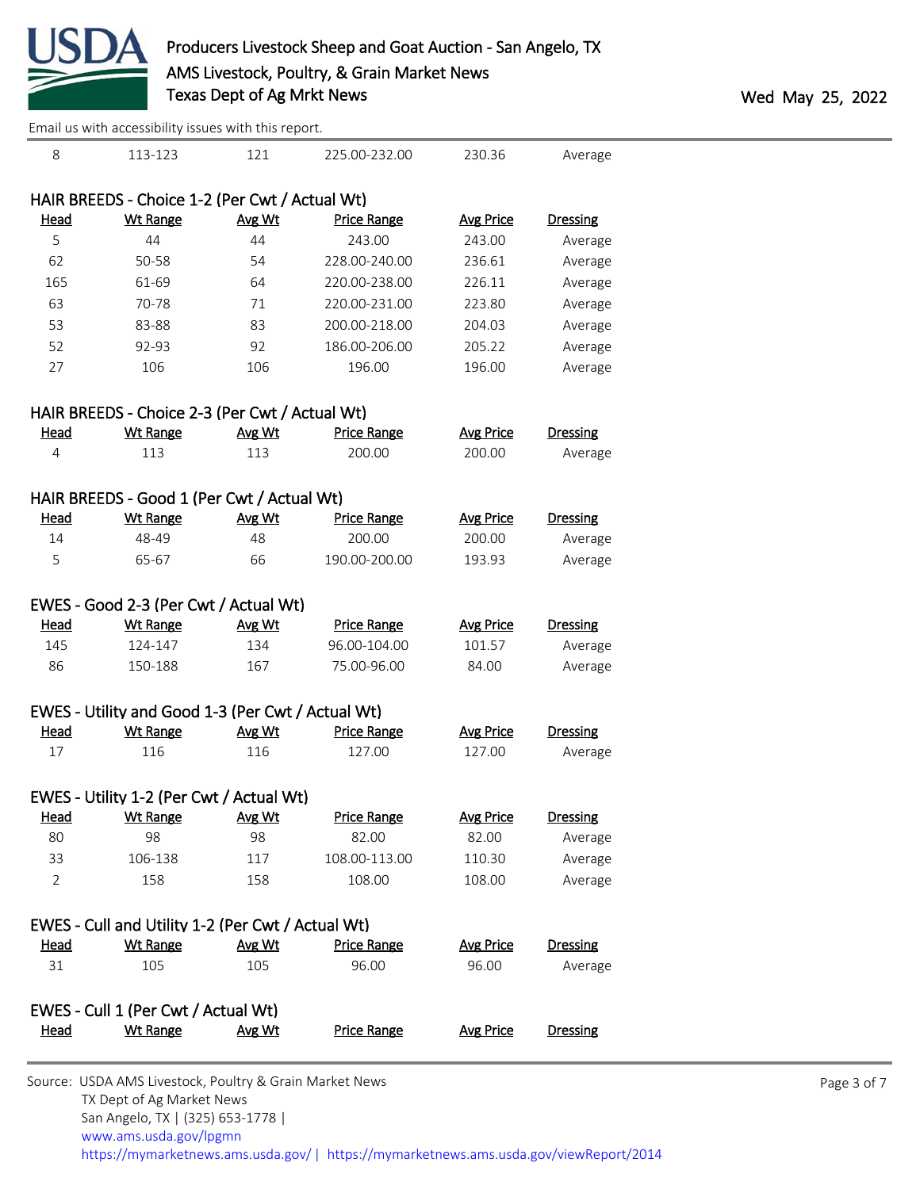| Head | Wt Range | Avg Wt | Price Range | Avg Price | Dressing |
|---|---|---|---|---|---|
| 8 | 113-123 | 121 | 225.00-232.00 | 230.36 | Average |

## HAIR BREEDS - Choice 1-2 (Per Cwt / Actual Wt)

| Head | Wt Range | Avg Wt | Price Range | Avg Price | Dressing |
|---|---|---|---|---|---|
| 5 | 44 | 44 | 243.00 | 243.00 | Average |
| 62 | 50-58 | 54 | 228.00-240.00 | 236.61 | Average |
| 165 | 61-69 | 64 | 220.00-238.00 | 226.11 | Average |
| 63 | 70-78 | 71 | 220.00-231.00 | 223.80 | Average |
| 53 | 83-88 | 83 | 200.00-218.00 | 204.03 | Average |
| 52 | 92-93 | 92 | 186.00-206.00 | 205.22 | Average |
| 27 | 106 | 106 | 196.00 | 196.00 | Average |

## HAIR BREEDS - Choice 2-3 (Per Cwt / Actual Wt)

| Head | Wt Range | Avg Wt | Price Range | Avg Price | Dressing |
|---|---|---|---|---|---|
| 4 | 113 | 113 | 200.00 | 200.00 | Average |

## HAIR BREEDS - Good 1 (Per Cwt / Actual Wt)

| Head | Wt Range | Avg Wt | Price Range | Avg Price | Dressing |
|---|---|---|---|---|---|
| 14 | 48-49 | 48 | 200.00 | 200.00 | Average |
| 5 | 65-67 | 66 | 190.00-200.00 | 193.93 | Average |

## EWES - Good 2-3 (Per Cwt / Actual Wt)

| Head | Wt Range | Avg Wt | Price Range | Avg Price | Dressing |
|---|---|---|---|---|---|
| 145 | 124-147 | 134 | 96.00-104.00 | 101.57 | Average |
| 86 | 150-188 | 167 | 75.00-96.00 | 84.00 | Average |

## EWES - Utility and Good 1-3 (Per Cwt / Actual Wt)

| Head | Wt Range | Avg Wt | Price Range | Avg Price | Dressing |
|---|---|---|---|---|---|
| 17 | 116 | 116 | 127.00 | 127.00 | Average |

## EWES - Utility 1-2 (Per Cwt / Actual Wt)

| Head | Wt Range | Avg Wt | Price Range | Avg Price | Dressing |
|---|---|---|---|---|---|
| 80 | 98 | 98 | 82.00 | 82.00 | Average |
| 33 | 106-138 | 117 | 108.00-113.00 | 110.30 | Average |
| 2 | 158 | 158 | 108.00 | 108.00 | Average |

## EWES - Cull and Utility 1-2 (Per Cwt / Actual Wt)

| Head | Wt Range | Avg Wt | Price Range | Avg Price | Dressing |
|---|---|---|---|---|---|
| 31 | 105 | 105 | 96.00 | 96.00 | Average |

## EWES - Cull 1 (Per Cwt / Actual Wt)

| Head | Wt Range | Avg Wt | Price Range | Avg Price | Dressing |
|---|---|---|---|---|---|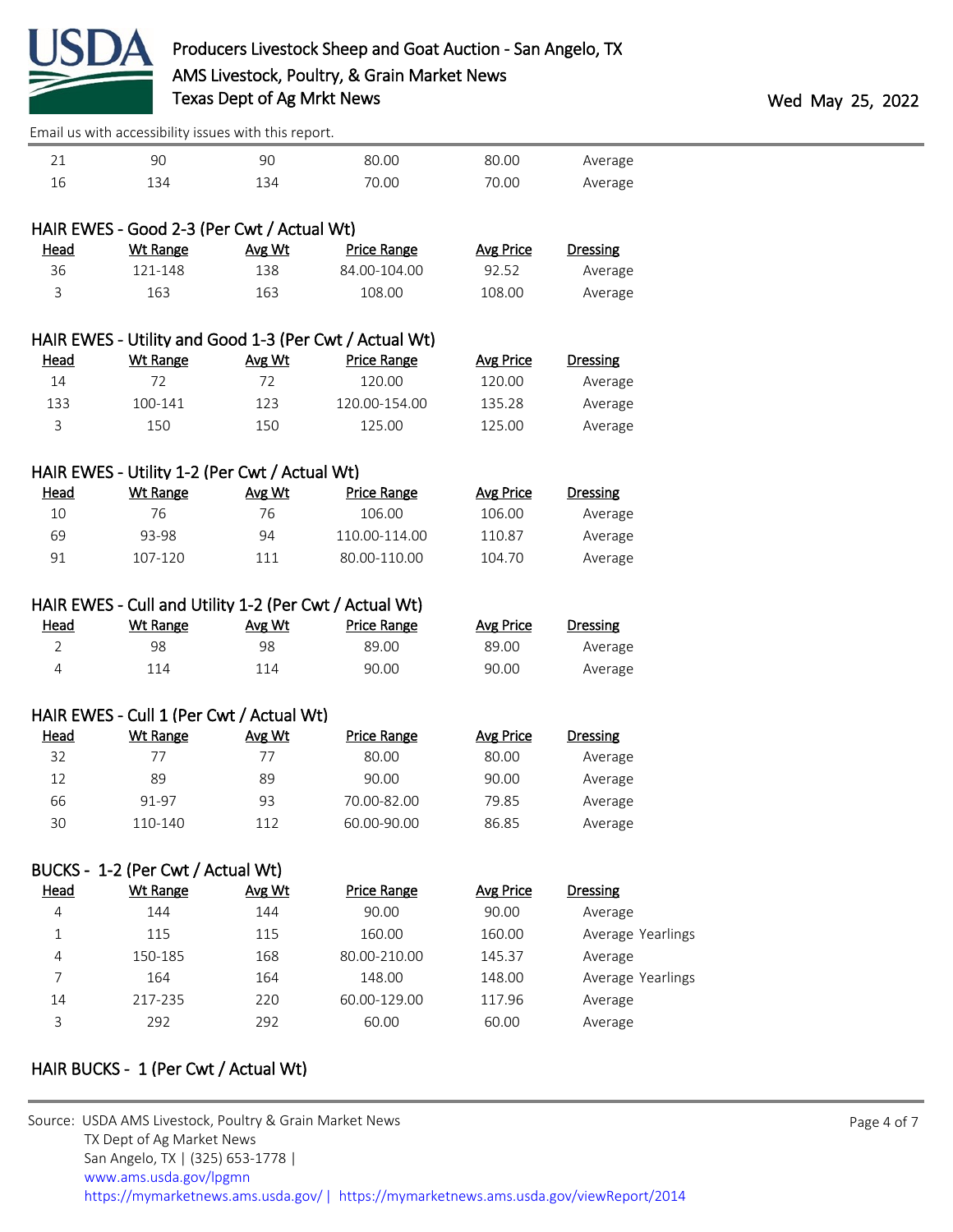| Head | Wt Range | Avg Wt | Price Range | Avg Price | Dressing |
|---|---|---|---|---|---|
| 21 | 90 | 90 | 80.00 | 80.00 | Average |
| 16 | 134 | 134 | 70.00 | 70.00 | Average |

### HAIR EWES - Good 2-3 (Per Cwt / Actual Wt)

| Head | Wt Range | Avg Wt | Price Range | Avg Price | Dressing |
|---|---|---|---|---|---|
| 36 | 121-148 | 138 | 84.00-104.00 | 92.52 | Average |
| 3 | 163 | 163 | 108.00 | 108.00 | Average |

### HAIR EWES - Utility and Good 1-3 (Per Cwt / Actual Wt)

| Head | Wt Range | Avg Wt | Price Range | Avg Price | Dressing |
|---|---|---|---|---|---|
| 14 | 72 | 72 | 120.00 | 120.00 | Average |
| 133 | 100-141 | 123 | 120.00-154.00 | 135.28 | Average |
| 3 | 150 | 150 | 125.00 | 125.00 | Average |

### HAIR EWES - Utility 1-2 (Per Cwt / Actual Wt)

| Head | Wt Range | Avg Wt | Price Range | Avg Price | Dressing |
|---|---|---|---|---|---|
| 10 | 76 | 76 | 106.00 | 106.00 | Average |
| 69 | 93-98 | 94 | 110.00-114.00 | 110.87 | Average |
| 91 | 107-120 | 111 | 80.00-110.00 | 104.70 | Average |

### HAIR EWES - Cull and Utility 1-2 (Per Cwt / Actual Wt)

| Head | Wt Range | Avg Wt | Price Range | Avg Price | Dressing |
|---|---|---|---|---|---|
| 2 | 98 | 98 | 89.00 | 89.00 | Average |
| 4 | 114 | 114 | 90.00 | 90.00 | Average |

### HAIR EWES - Cull 1 (Per Cwt / Actual Wt)

| Head | Wt Range | Avg Wt | Price Range | Avg Price | Dressing |
|---|---|---|---|---|---|
| 32 | 77 | 77 | 80.00 | 80.00 | Average |
| 12 | 89 | 89 | 90.00 | 90.00 | Average |
| 66 | 91-97 | 93 | 70.00-82.00 | 79.85 | Average |
| 30 | 110-140 | 112 | 60.00-90.00 | 86.85 | Average |

### BUCKS - 1-2 (Per Cwt / Actual Wt)

| Head | Wt Range | Avg Wt | Price Range | Avg Price | Dressing |
|---|---|---|---|---|---|
| 4 | 144 | 144 | 90.00 | 90.00 | Average |
| 1 | 115 | 115 | 160.00 | 160.00 | Average Yearlings |
| 4 | 150-185 | 168 | 80.00-210.00 | 145.37 | Average |
| 7 | 164 | 164 | 148.00 | 148.00 | Average Yearlings |
| 14 | 217-235 | 220 | 60.00-129.00 | 117.96 | Average |
| 3 | 292 | 292 | 60.00 | 60.00 | Average |

### HAIR BUCKS - 1 (Per Cwt / Actual Wt)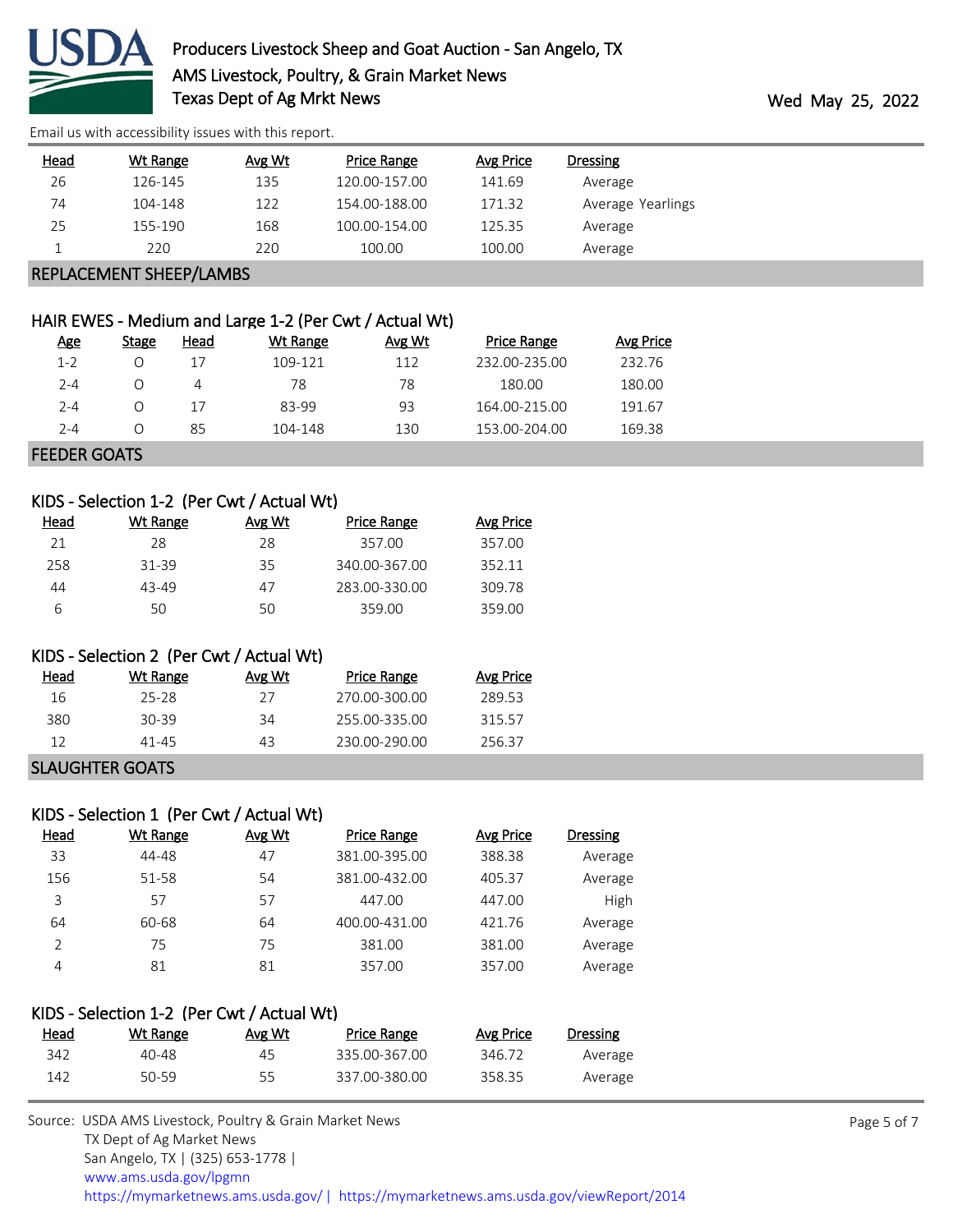Email us with accessibility issues with this report.

| Head | Wt Range | Avg Wt | Price Range | Avg Price | Dressing |
|---|---|---|---|---|---|
| 26 | 126-145 | 135 | 120.00-157.00 | 141.69 | Average |
| 74 | 104-148 | 122 | 154.00-188.00 | 171.32 | Average Yearlings |
| 25 | 155-190 | 168 | 100.00-154.00 | 125.35 | Average |
| 1 | 220 | 220 | 100.00 | 100.00 | Average |

## REPLACEMENT SHEEP/LAMBS

### HAIR EWES - Medium and Large 1-2 (Per Cwt / Actual Wt)

| Age | Stage | Head | Wt Range | Avg Wt | Price Range | Avg Price |
|---|---|---|---|---|---|---|
| 1-2 | O | 17 | 109-121 | 112 | 232.00-235.00 | 232.76 |
| 2-4 | O | 4 | 78 | 78 | 180.00 | 180.00 |
| 2-4 | O | 17 | 83-99 | 93 | 164.00-215.00 | 191.67 |
| 2-4 | O | 85 | 104-148 | 130 | 153.00-204.00 | 169.38 |

## FEEDER GOATS

### KIDS - Selection 1-2 (Per Cwt / Actual Wt)

| Head | Wt Range | Avg Wt | Price Range | Avg Price |
|---|---|---|---|---|
| 21 | 28 | 28 | 357.00 | 357.00 |
| 258 | 31-39 | 35 | 340.00-367.00 | 352.11 |
| 44 | 43-49 | 47 | 283.00-330.00 | 309.78 |
| 6 | 50 | 50 | 359.00 | 359.00 |

### KIDS - Selection 2 (Per Cwt / Actual Wt)

| Head | Wt Range | Avg Wt | Price Range | Avg Price |
|---|---|---|---|---|
| 16 | 25-28 | 27 | 270.00-300.00 | 289.53 |
| 380 | 30-39 | 34 | 255.00-335.00 | 315.57 |
| 12 | 41-45 | 43 | 230.00-290.00 | 256.37 |

## SLAUGHTER GOATS

### KIDS - Selection 1 (Per Cwt / Actual Wt)

| Head | Wt Range | Avg Wt | Price Range | Avg Price | Dressing |
|---|---|---|---|---|---|
| 33 | 44-48 | 47 | 381.00-395.00 | 388.38 | Average |
| 156 | 51-58 | 54 | 381.00-432.00 | 405.37 | Average |
| 3 | 57 | 57 | 447.00 | 447.00 | High |
| 64 | 60-68 | 64 | 400.00-431.00 | 421.76 | Average |
| 2 | 75 | 75 | 381.00 | 381.00 | Average |
| 4 | 81 | 81 | 357.00 | 357.00 | Average |

### KIDS - Selection 1-2 (Per Cwt / Actual Wt)

| Head | Wt Range | Avg Wt | Price Range | Avg Price | Dressing |
|---|---|---|---|---|---|
| 342 | 40-48 | 45 | 335.00-367.00 | 346.72 | Average |
| 142 | 50-59 | 55 | 337.00-380.00 | 358.35 | Average |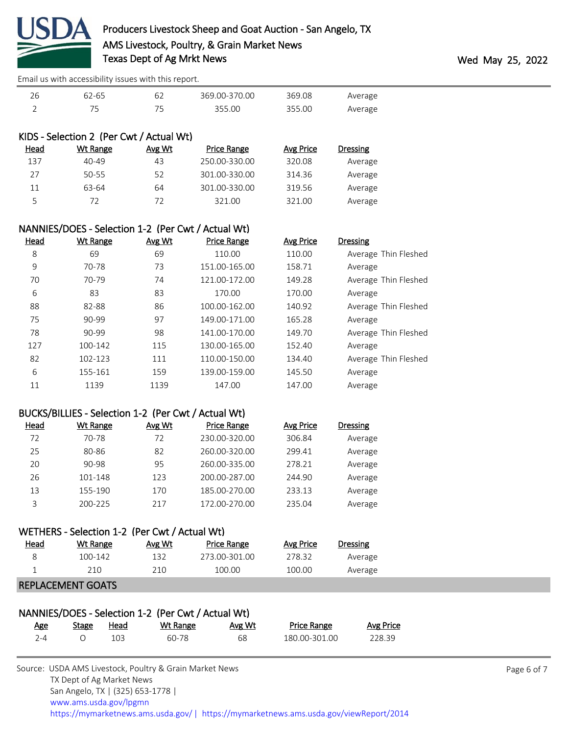| Head | Wt Range | Avg Wt | Price Range | Avg Price | Dressing |
|---|---|---|---|---|---|
| 26 | 62-65 | 62 | 369.00-370.00 | 369.08 | Average |
| 2 | 75 | 75 | 355.00 | 355.00 | Average |

### KIDS - Selection 2 (Per Cwt / Actual Wt)

| Head | Wt Range | Avg Wt | Price Range | Avg Price | Dressing |
|---|---|---|---|---|---|
| 137 | 40-49 | 43 | 250.00-330.00 | 320.08 | Average |
| 27 | 50-55 | 52 | 301.00-330.00 | 314.36 | Average |
| 11 | 63-64 | 64 | 301.00-330.00 | 319.56 | Average |
| 5 | 72 | 72 | 321.00 | 321.00 | Average |

### NANNIES/DOES - Selection 1-2 (Per Cwt / Actual Wt)

| Head | Wt Range | Avg Wt | Price Range | Avg Price | Dressing |
|---|---|---|---|---|---|
| 8 | 69 | 69 | 110.00 | 110.00 | Average Thin Fleshed |
| 9 | 70-78 | 73 | 151.00-165.00 | 158.71 | Average |
| 70 | 70-79 | 74 | 121.00-172.00 | 149.28 | Average Thin Fleshed |
| 6 | 83 | 83 | 170.00 | 170.00 | Average |
| 88 | 82-88 | 86 | 100.00-162.00 | 140.92 | Average Thin Fleshed |
| 75 | 90-99 | 97 | 149.00-171.00 | 165.28 | Average |
| 78 | 90-99 | 98 | 141.00-170.00 | 149.70 | Average Thin Fleshed |
| 127 | 100-142 | 115 | 130.00-165.00 | 152.40 | Average |
| 82 | 102-123 | 111 | 110.00-150.00 | 134.40 | Average Thin Fleshed |
| 6 | 155-161 | 159 | 139.00-159.00 | 145.50 | Average |
| 11 | 1139 | 1139 | 147.00 | 147.00 | Average |

### BUCKS/BILLIES - Selection 1-2 (Per Cwt / Actual Wt)

| Head | Wt Range | Avg Wt | Price Range | Avg Price | Dressing |
|---|---|---|---|---|---|
| 72 | 70-78 | 72 | 230.00-320.00 | 306.84 | Average |
| 25 | 80-86 | 82 | 260.00-320.00 | 299.41 | Average |
| 20 | 90-98 | 95 | 260.00-335.00 | 278.21 | Average |
| 26 | 101-148 | 123 | 200.00-287.00 | 244.90 | Average |
| 13 | 155-190 | 170 | 185.00-270.00 | 233.13 | Average |
| 3 | 200-225 | 217 | 172.00-270.00 | 235.04 | Average |

### WETHERS - Selection 1-2 (Per Cwt / Actual Wt)

| Head | Wt Range | Avg Wt | Price Range | Avg Price | Dressing |
|---|---|---|---|---|---|
| 8 | 100-142 | 132 | 273.00-301.00 | 278.32 | Average |
| 1 | 210 | 210 | 100.00 | 100.00 | Average |

## REPLACEMENT GOATS

### NANNIES/DOES - Selection 1-2 (Per Cwt / Actual Wt)

| Age | Stage | Head | Wt Range | Avg Wt | Price Range | Avg Price |
|---|---|---|---|---|---|---|
| 2-4 | O | 103 | 60-78 | 68 | 180.00-301.00 | 228.39 |

Source: USDA AMS Livestock, Poultry & Grain Market News
TX Dept of Ag Market News
San Angelo, TX | (325) 653-1778 |
www.ams.usda.gov/lpgmn
https://mymarketnews.ams.usda.gov/ | https://mymarketnews.ams.usda.gov/viewReport/2014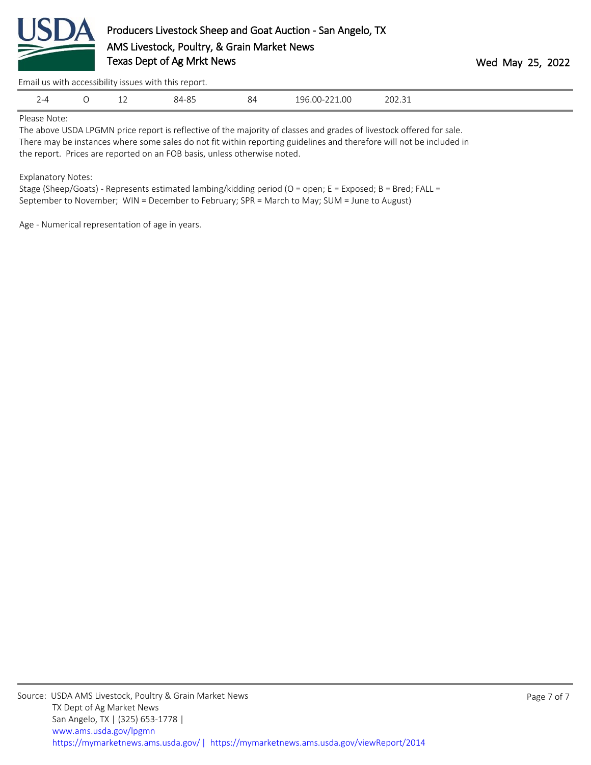Email us with accessibility issues with this report.

| | | | | | | |
|---|---|---|---|---|---|---|
| 2-4 | O | 12 | 84-85 | 84 | 196.00-221.00 | 202.31 |

Please Note:
The above USDA LPGMN price report is reflective of the majority of classes and grades of livestock offered for sale. There may be instances where some sales do not fit within reporting guidelines and therefore will not be included in the report. Prices are reported on an FOB basis, unless otherwise noted.

Explanatory Notes:
Stage (Sheep/Goats) - Represents estimated lambing/kidding period (O = open; E = Exposed; B = Bred; FALL = September to November; WIN = December to February; SPR = March to May; SUM = June to August)

Age - Numerical representation of age in years.

Source: USDA AMS Livestock, Poultry & Grain Market News
TX Dept of Ag Market News
San Angelo, TX | (325) 653-1778 |
www.ams.usda.gov/lpgmn
https://mymarketnews.ams.usda.gov/ | https://mymarketnews.ams.usda.gov/viewReport/2014